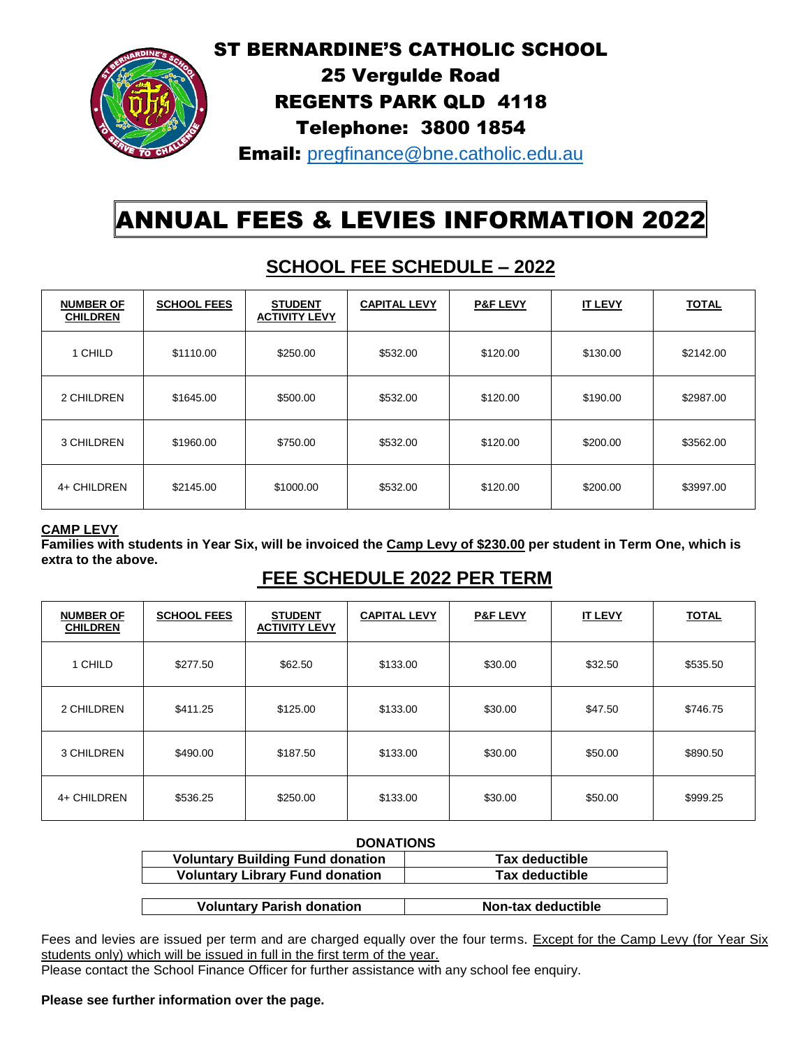# ST BERNARDINE'S CATHOLIC SCHOOL

**25 Vergulde Road**

**REGENTS PARK QLD 4118**

**Telephone: 3800 1854**

**Email:** pregfinance@bne.catholic.edu.au

# ANNUAL FEES & LEVIES INFORMATION 2022

## SCHOOL FEE SCHEDULE – 2022

| NUMBER OF CHILDREN | SCHOOL FEES | STUDENT ACTIVITY LEVY | CAPITAL LEVY | P&F LEVY | IT LEVY | TOTAL |
|---|---|---|---|---|---|---|
| 1 CHILD | $1110.00 | $250.00 | $532.00 | $120.00 | $130.00 | $2142.00 |
| 2 CHILDREN | $1645.00 | $500.00 | $532.00 | $120.00 | $190.00 | $2987.00 |
| 3 CHILDREN | $1960.00 | $750.00 | $532.00 | $120.00 | $200.00 | $3562.00 |
| 4+ CHILDREN | $2145.00 | $1000.00 | $532.00 | $120.00 | $200.00 | $3997.00 |

**CAMP LEVY**

**Families with students in Year Six, will be invoiced the Camp Levy of $230.00 per student in Term One, which is extra to the above.**

## FEE SCHEDULE 2022 PER TERM

| NUMBER OF CHILDREN | SCHOOL FEES | STUDENT ACTIVITY LEVY | CAPITAL LEVY | P&F LEVY | IT LEVY | TOTAL |
|---|---|---|---|---|---|---|
| 1 CHILD | $277.50 | $62.50 | $133.00 | $30.00 | $32.50 | $535.50 |
| 2 CHILDREN | $411.25 | $125.00 | $133.00 | $30.00 | $47.50 | $746.75 |
| 3 CHILDREN | $490.00 | $187.50 | $133.00 | $30.00 | $50.00 | $890.50 |
| 4+ CHILDREN | $536.25 | $250.00 | $133.00 | $30.00 | $50.00 | $999.25 |

**DONATIONS**

| Donation | Tax status |
|---|---|
| **Voluntary Building Fund donation** | **Tax deductible** |
| **Voluntary Library Fund donation** | **Tax deductible** |
| **Voluntary Parish donation** | **Non-tax deductible** |

Fees and levies are issued per term and are charged equally over the four terms. Except for the Camp Levy (for Year Six students only) which will be issued in full in the first term of the year.

Please contact the School Finance Officer for further assistance with any school fee enquiry.

**Please see further information over the page.**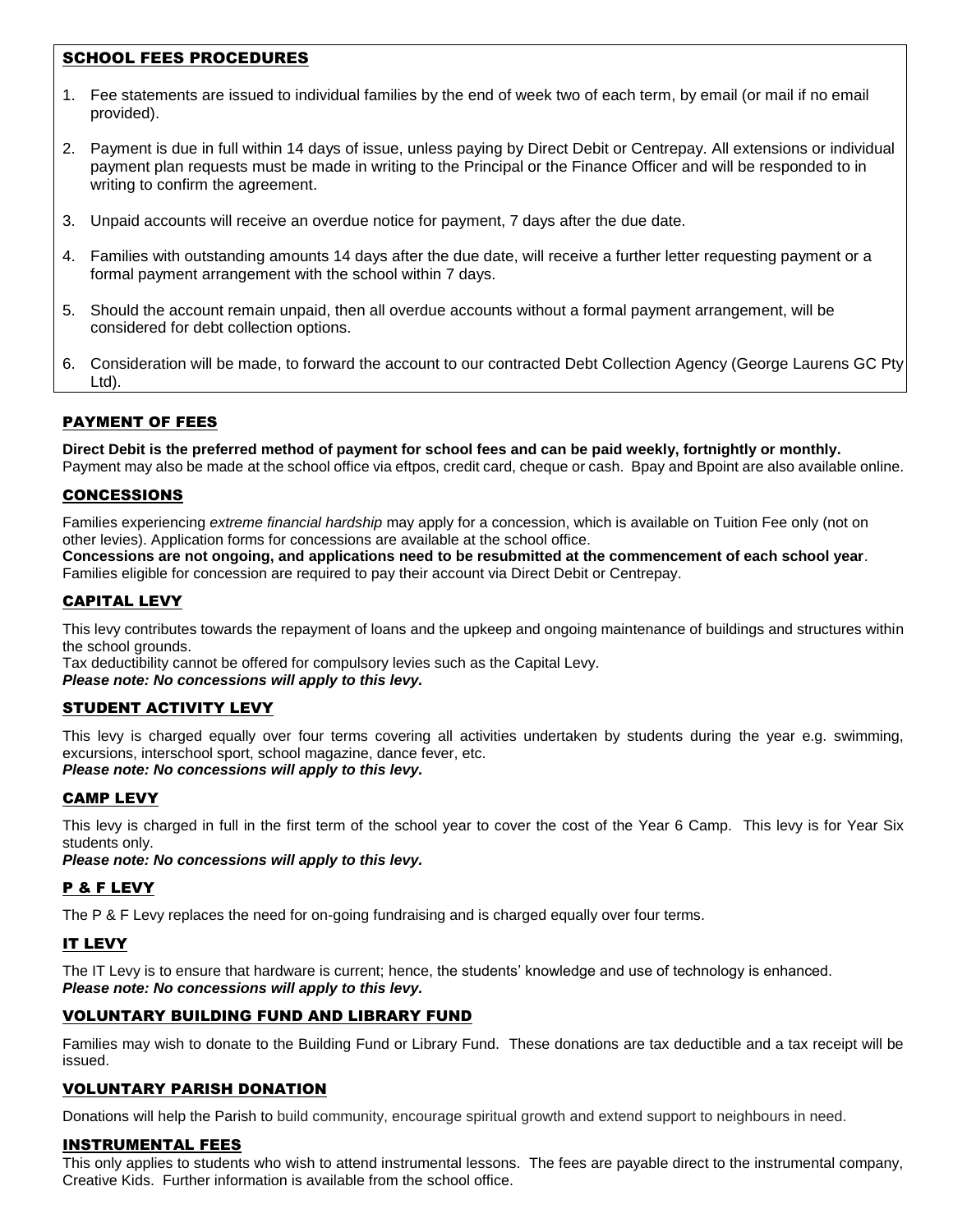## SCHOOL FEES PROCEDURES

1. Fee statements are issued to individual families by the end of week two of each term, by email (or mail if no email provided).
2. Payment is due in full within 14 days of issue, unless paying by Direct Debit or Centrepay. All extensions or individual payment plan requests must be made in writing to the Principal or the Finance Officer and will be responded to in writing to confirm the agreement.
3. Unpaid accounts will receive an overdue notice for payment, 7 days after the due date.
4. Families with outstanding amounts 14 days after the due date, will receive a further letter requesting payment or a formal payment arrangement with the school within 7 days.
5. Should the account remain unpaid, then all overdue accounts without a formal payment arrangement, will be considered for debt collection options.
6. Consideration will be made, to forward the account to our contracted Debt Collection Agency (George Laurens GC Pty Ltd).

## PAYMENT OF FEES

**Direct Debit is the preferred method of payment for school fees and can be paid weekly, fortnightly or monthly.**
Payment may also be made at the school office via eftpos, credit card, cheque or cash. Bpay and Bpoint are also available online.

## CONCESSIONS

Families experiencing *extreme financial hardship* may apply for a concession, which is available on Tuition Fee only (not on other levies). Application forms for concessions are available at the school office.
**Concessions are not ongoing, and applications need to be resubmitted at the commencement of each school year**. Families eligible for concession are required to pay their account via Direct Debit or Centrepay.

## CAPITAL LEVY

This levy contributes towards the repayment of loans and the upkeep and ongoing maintenance of buildings and structures within the school grounds.
Tax deductibility cannot be offered for compulsory levies such as the Capital Levy.
***Please note: No concessions will apply to this levy.***

## STUDENT ACTIVITY LEVY

This levy is charged equally over four terms covering all activities undertaken by students during the year e.g. swimming, excursions, interschool sport, school magazine, dance fever, etc.
***Please note: No concessions will apply to this levy.***

## CAMP LEVY

This levy is charged in full in the first term of the school year to cover the cost of the Year 6 Camp. This levy is for Year Six students only.
***Please note: No concessions will apply to this levy.***

## P & F LEVY

The P & F Levy replaces the need for on-going fundraising and is charged equally over four terms.

## IT LEVY

The IT Levy is to ensure that hardware is current; hence, the students' knowledge and use of technology is enhanced.
***Please note: No concessions will apply to this levy.***

## VOLUNTARY BUILDING FUND AND LIBRARY FUND

Families may wish to donate to the Building Fund or Library Fund. These donations are tax deductible and a tax receipt will be issued.

## VOLUNTARY PARISH DONATION

Donations will help the Parish to build community, encourage spiritual growth and extend support to neighbours in need.

## INSTRUMENTAL FEES

This only applies to students who wish to attend instrumental lessons. The fees are payable direct to the instrumental company, Creative Kids. Further information is available from the school office.